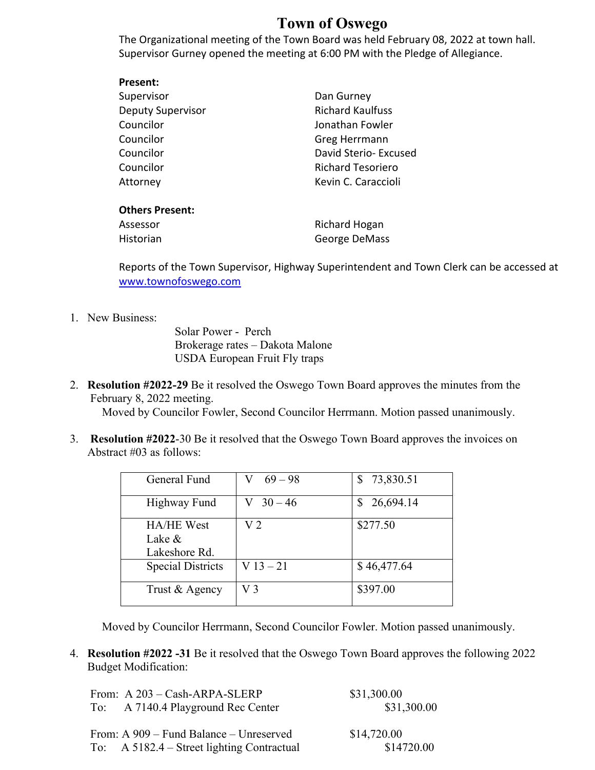# Town of Oswego

The Organizational meeting of the Town Board was held February 08, 2022 at town hall. Supervisor Gurney opened the meeting at 6:00 PM with the Pledge of Allegiance.

**Present:**

| | |
|---|---|
| Supervisor | Dan Gurney |
| Deputy Supervisor | Richard Kaulfuss |
| Councilor | Jonathan Fowler |
| Councilor | Greg Herrmann |
| Councilor | David Sterio- Excused |
| Councilor | Richard Tesoriero |
| Attorney | Kevin C. Caraccioli |

**Others Present:**

| | |
|---|---|
| Assessor | Richard Hogan |
| Historian | George DeMass |

Reports of the Town Supervisor, Highway Superintendent and Town Clerk can be accessed at www.townofoswego.com

1. New Business:

   Solar Power - Perch
   Brokerage rates – Dakota Malone
   USDA European Fruit Fly traps

2. **Resolution #2022-29** Be it resolved the Oswego Town Board approves the minutes from the February 8, 2022 meeting.
   Moved by Councilor Fowler, Second Councilor Herrmann. Motion passed unanimously.

3. **Resolution #2022**-30 Be it resolved that the Oswego Town Board approves the invoices on Abstract #03 as follows:

| | | |
|---|---|---|
| General Fund | V 69 – 98 | $ 73,830.51 |
| Highway Fund | V 30 – 46 | $ 26,694.14 |
| HA/HE West Lake & Lakeshore Rd. | V 2 | $277.50 |
| Special Districts | V 13 – 21 | $ 46,477.64 |
| Trust & Agency | V 3 | $397.00 |

   Moved by Councilor Herrmann, Second Councilor Fowler. Motion passed unanimously.

4. **Resolution #2022 -31** Be it resolved that the Oswego Town Board approves the following 2022 Budget Modification:

| | | |
|---|---|---|
| From: A 203 – Cash-ARPA-SLERP | $31,300.00 | |
| To: A 7140.4 Playground Rec Center | | $31,300.00 |
| From: A 909 – Fund Balance – Unreserved | $14,720.00 | |
| To: A 5182.4 – Street lighting Contractual | | $14720.00 |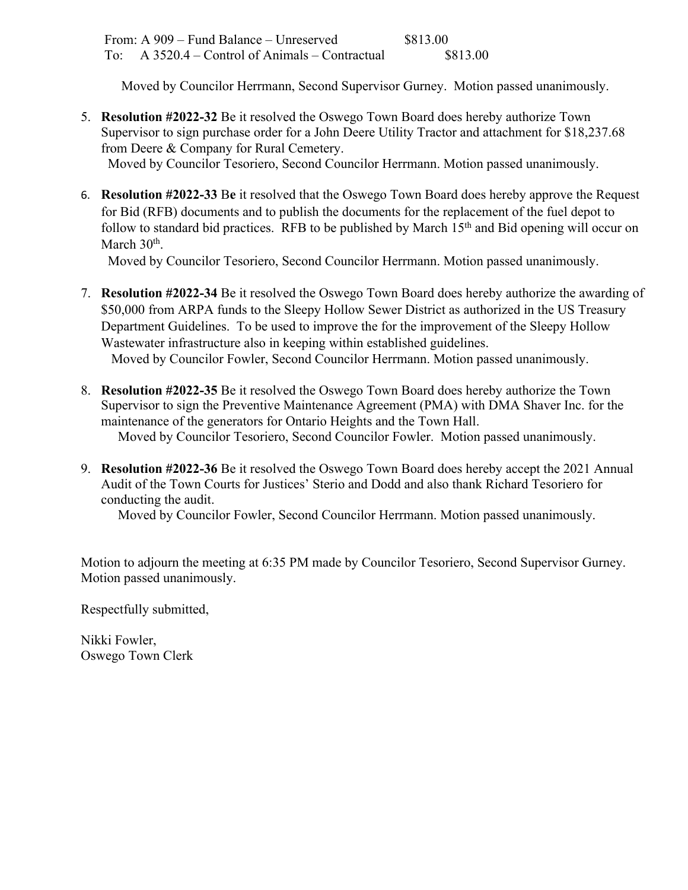From: A 909 – Fund Balance – Unreserved $813.00
To: A 3520.4 – Control of Animals – Contractual $813.00

Moved by Councilor Herrmann, Second Supervisor Gurney. Motion passed unanimously.

5. **Resolution #2022-32** Be it resolved the Oswego Town Board does hereby authorize Town Supervisor to sign purchase order for a John Deere Utility Tractor and attachment for $18,237.68 from Deere & Company for Rural Cemetery.
   Moved by Councilor Tesoriero, Second Councilor Herrmann. Motion passed unanimously.

6. **Resolution #2022-33** B**e** it resolved that the Oswego Town Board does hereby approve the Request for Bid (RFB) documents and to publish the documents for the replacement of the fuel depot to follow to standard bid practices. RFB to be published by March 15th and Bid opening will occur on March 30th.
   Moved by Councilor Tesoriero, Second Councilor Herrmann. Motion passed unanimously.

7. **Resolution #2022-34** Be it resolved the Oswego Town Board does hereby authorize the awarding of $50,000 from ARPA funds to the Sleepy Hollow Sewer District as authorized in the US Treasury Department Guidelines. To be used to improve the for the improvement of the Sleepy Hollow Wastewater infrastructure also in keeping within established guidelines.
   Moved by Councilor Fowler, Second Councilor Herrmann. Motion passed unanimously.

8. **Resolution #2022-35** Be it resolved the Oswego Town Board does hereby authorize the Town Supervisor to sign the Preventive Maintenance Agreement (PMA) with DMA Shaver Inc. for the maintenance of the generators for Ontario Heights and the Town Hall.
   Moved by Councilor Tesoriero, Second Councilor Fowler. Motion passed unanimously.

9. **Resolution #2022-36** Be it resolved the Oswego Town Board does hereby accept the 2021 Annual Audit of the Town Courts for Justices' Sterio and Dodd and also thank Richard Tesoriero for conducting the audit.
   Moved by Councilor Fowler, Second Councilor Herrmann. Motion passed unanimously.

Motion to adjourn the meeting at 6:35 PM made by Councilor Tesoriero, Second Supervisor Gurney. Motion passed unanimously.

Respectfully submitted,

Nikki Fowler,
Oswego Town Clerk